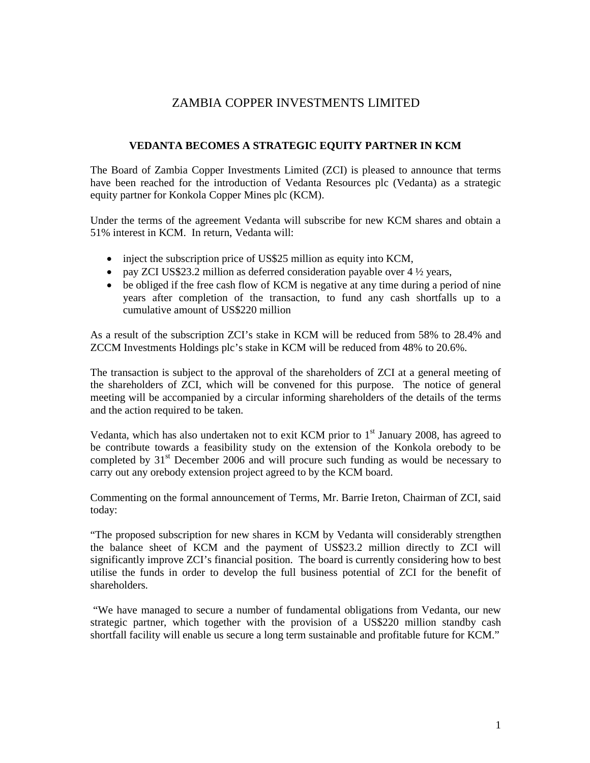# ZAMBIA COPPER INVESTMENTS LIMITED

## VEDANTA BECOMES A STRATEGIC EQUITY PARTNER IN KCM

The Board of Zambia Copper Investments Limited (ZCI) is pleased to announce that terms have been reached for the introduction of Vedanta Resources plc (Vedanta) as a strategic equity partner for Konkola Copper Mines plc (KCM).

Under the terms of the agreement Vedanta will subscribe for new KCM shares and obtain a 51% interest in KCM. In return, Vedanta will:

- inject the subscription price of US$25 million as equity into KCM,
- pay ZCI US$23.2 million as deferred consideration payable over 4 ½ years,
- be obliged if the free cash flow of KCM is negative at any time during a period of nine years after completion of the transaction, to fund any cash shortfalls up to a cumulative amount of US$220 million

As a result of the subscription ZCI's stake in KCM will be reduced from 58% to 28.4% and ZCCM Investments Holdings plc's stake in KCM will be reduced from 48% to 20.6%.

The transaction is subject to the approval of the shareholders of ZCI at a general meeting of the shareholders of ZCI, which will be convened for this purpose. The notice of general meeting will be accompanied by a circular informing shareholders of the details of the terms and the action required to be taken.

Vedanta, which has also undertaken not to exit KCM prior to 1st January 2008, has agreed to be contribute towards a feasibility study on the extension of the Konkola orebody to be completed by 31st December 2006 and will procure such funding as would be necessary to carry out any orebody extension project agreed to by the KCM board.

Commenting on the formal announcement of Terms, Mr. Barrie Ireton, Chairman of ZCI, said today:

"The proposed subscription for new shares in KCM by Vedanta will considerably strengthen the balance sheet of KCM and the payment of US$23.2 million directly to ZCI will significantly improve ZCI's financial position. The board is currently considering how to best utilise the funds in order to develop the full business potential of ZCI for the benefit of shareholders.

"We have managed to secure a number of fundamental obligations from Vedanta, our new strategic partner, which together with the provision of a US$220 million standby cash shortfall facility will enable us secure a long term sustainable and profitable future for KCM."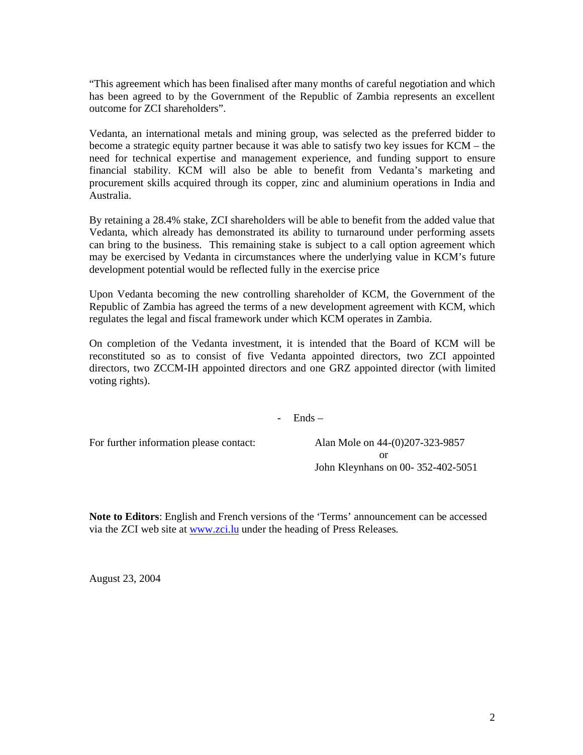"This agreement which has been finalised after many months of careful negotiation and which has been agreed to by the Government of the Republic of Zambia represents an excellent outcome for ZCI shareholders".

Vedanta, an international metals and mining group, was selected as the preferred bidder to become a strategic equity partner because it was able to satisfy two key issues for KCM – the need for technical expertise and management experience, and funding support to ensure financial stability. KCM will also be able to benefit from Vedanta's marketing and procurement skills acquired through its copper, zinc and aluminium operations in India and Australia.

By retaining a 28.4% stake, ZCI shareholders will be able to benefit from the added value that Vedanta, which already has demonstrated its ability to turnaround under performing assets can bring to the business. This remaining stake is subject to a call option agreement which may be exercised by Vedanta in circumstances where the underlying value in KCM's future development potential would be reflected fully in the exercise price

Upon Vedanta becoming the new controlling shareholder of KCM, the Government of the Republic of Zambia has agreed the terms of a new development agreement with KCM, which regulates the legal and fiscal framework under which KCM operates in Zambia.

On completion of the Vedanta investment, it is intended that the Board of KCM will be reconstituted so as to consist of five Vedanta appointed directors, two ZCI appointed directors, two ZCCM-IH appointed directors and one GRZ appointed director (with limited voting rights).

- Ends –

For further information please contact: Alan Mole on 44-(0)207-323-9857
or
John Kleynhans on 00- 352-402-5051

**Note to Editors**: English and French versions of the 'Terms' announcement can be accessed via the ZCI web site at www.zci.lu under the heading of Press Releases.

August 23, 2004